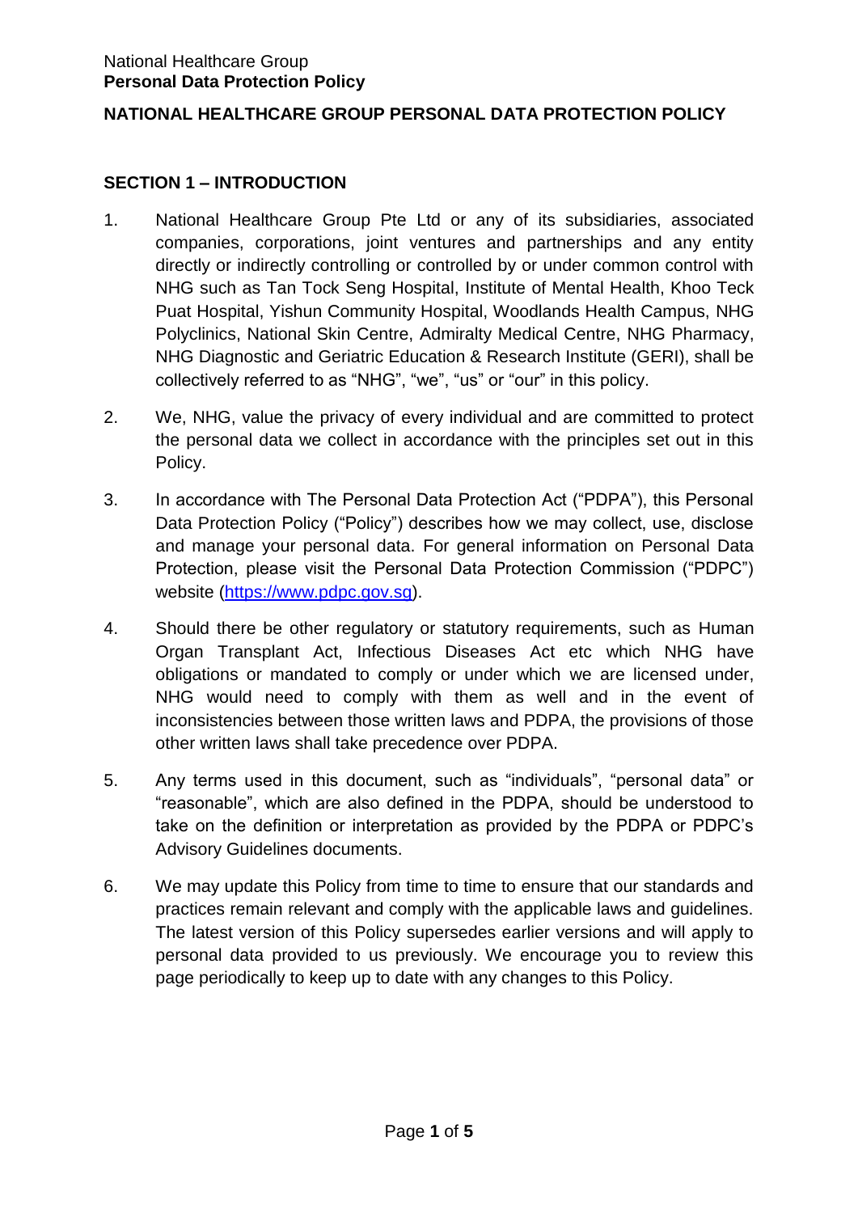# NATIONAL HEALTHCARE GROUP PERSONAL DATA PROTECTION POLICY

## SECTION 1 – INTRODUCTION

1. National Healthcare Group Pte Ltd or any of its subsidiaries, associated companies, corporations, joint ventures and partnerships and any entity directly or indirectly controlling or controlled by or under common control with NHG such as Tan Tock Seng Hospital, Institute of Mental Health, Khoo Teck Puat Hospital, Yishun Community Hospital, Woodlands Health Campus, NHG Polyclinics, National Skin Centre, Admiralty Medical Centre, NHG Pharmacy, NHG Diagnostic and Geriatric Education & Research Institute (GERI), shall be collectively referred to as "NHG", "we", "us" or "our" in this policy.

2. We, NHG, value the privacy of every individual and are committed to protect the personal data we collect in accordance with the principles set out in this Policy.

3. In accordance with The Personal Data Protection Act ("PDPA"), this Personal Data Protection Policy ("Policy") describes how we may collect, use, disclose and manage your personal data. For general information on Personal Data Protection, please visit the Personal Data Protection Commission ("PDPC") website (https://www.pdpc.gov.sg).

4. Should there be other regulatory or statutory requirements, such as Human Organ Transplant Act, Infectious Diseases Act etc which NHG have obligations or mandated to comply or under which we are licensed under, NHG would need to comply with them as well and in the event of inconsistencies between those written laws and PDPA, the provisions of those other written laws shall take precedence over PDPA.

5. Any terms used in this document, such as "individuals", "personal data" or "reasonable", which are also defined in the PDPA, should be understood to take on the definition or interpretation as provided by the PDPA or PDPC's Advisory Guidelines documents.

6. We may update this Policy from time to time to ensure that our standards and practices remain relevant and comply with the applicable laws and guidelines. The latest version of this Policy supersedes earlier versions and will apply to personal data provided to us previously. We encourage you to review this page periodically to keep up to date with any changes to this Policy.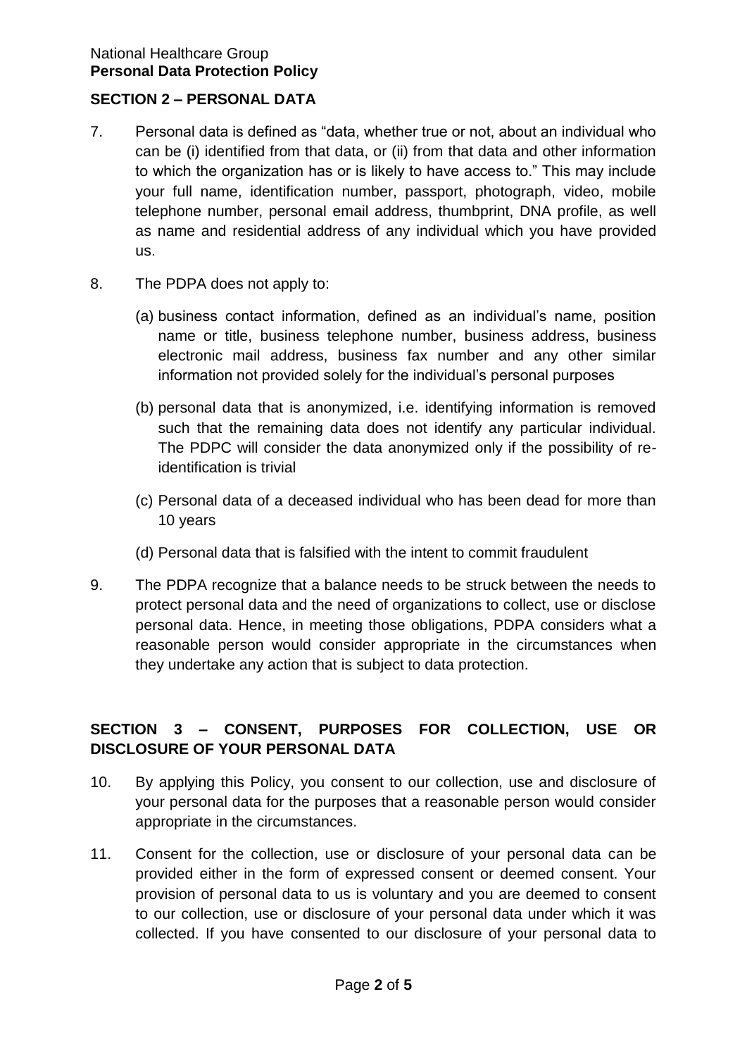## SECTION 2 – PERSONAL DATA

7. Personal data is defined as "data, whether true or not, about an individual who can be (i) identified from that data, or (ii) from that data and other information to which the organization has or is likely to have access to." This may include your full name, identification number, passport, photograph, video, mobile telephone number, personal email address, thumbprint, DNA profile, as well as name and residential address of any individual which you have provided us.

8. The PDPA does not apply to:

   (a) business contact information, defined as an individual's name, position name or title, business telephone number, business address, business electronic mail address, business fax number and any other similar information not provided solely for the individual's personal purposes

   (b) personal data that is anonymized, i.e. identifying information is removed such that the remaining data does not identify any particular individual. The PDPC will consider the data anonymized only if the possibility of re-identification is trivial

   (c) Personal data of a deceased individual who has been dead for more than 10 years

   (d) Personal data that is falsified with the intent to commit fraudulent

9. The PDPA recognize that a balance needs to be struck between the needs to protect personal data and the need of organizations to collect, use or disclose personal data. Hence, in meeting those obligations, PDPA considers what a reasonable person would consider appropriate in the circumstances when they undertake any action that is subject to data protection.

## SECTION 3 – CONSENT, PURPOSES FOR COLLECTION, USE OR DISCLOSURE OF YOUR PERSONAL DATA

10. By applying this Policy, you consent to our collection, use and disclosure of your personal data for the purposes that a reasonable person would consider appropriate in the circumstances.

11. Consent for the collection, use or disclosure of your personal data can be provided either in the form of expressed consent or deemed consent. Your provision of personal data to us is voluntary and you are deemed to consent to our collection, use or disclosure of your personal data under which it was collected. If you have consented to our disclosure of your personal data to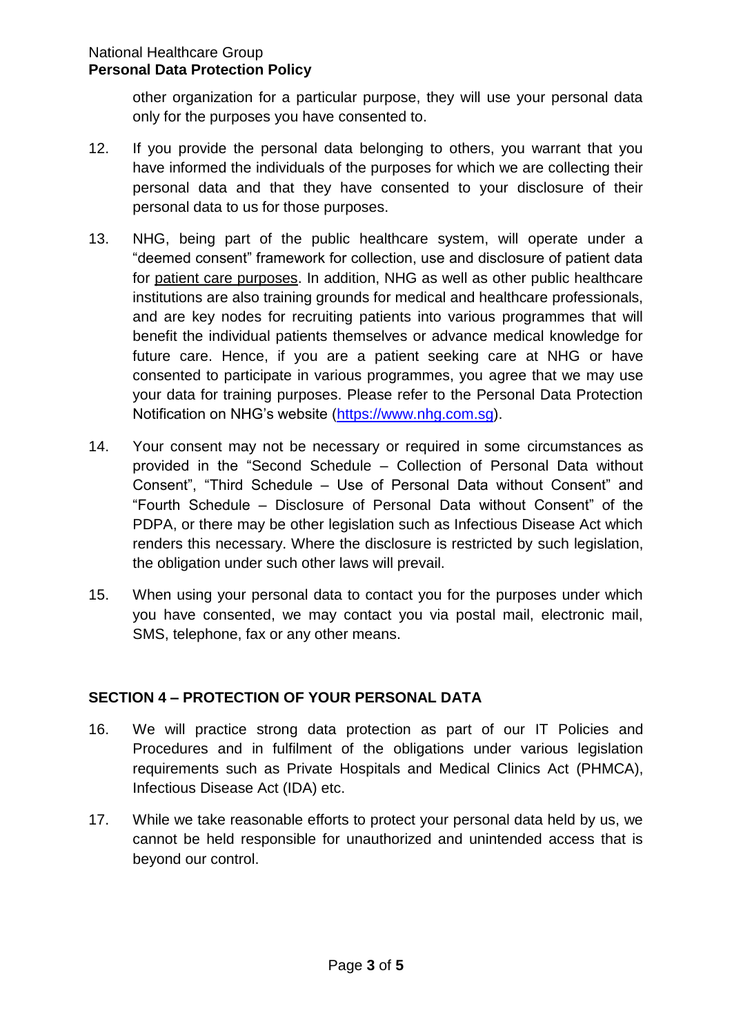other organization for a particular purpose, they will use your personal data only for the purposes you have consented to.

12. If you provide the personal data belonging to others, you warrant that you have informed the individuals of the purposes for which we are collecting their personal data and that they have consented to your disclosure of their personal data to us for those purposes.

13. NHG, being part of the public healthcare system, will operate under a "deemed consent" framework for collection, use and disclosure of patient data for patient care purposes. In addition, NHG as well as other public healthcare institutions are also training grounds for medical and healthcare professionals, and are key nodes for recruiting patients into various programmes that will benefit the individual patients themselves or advance medical knowledge for future care. Hence, if you are a patient seeking care at NHG or have consented to participate in various programmes, you agree that we may use your data for training purposes. Please refer to the Personal Data Protection Notification on NHG's website (https://www.nhg.com.sg).

14. Your consent may not be necessary or required in some circumstances as provided in the "Second Schedule – Collection of Personal Data without Consent", "Third Schedule – Use of Personal Data without Consent" and "Fourth Schedule – Disclosure of Personal Data without Consent" of the PDPA, or there may be other legislation such as Infectious Disease Act which renders this necessary. Where the disclosure is restricted by such legislation, the obligation under such other laws will prevail.

15. When using your personal data to contact you for the purposes under which you have consented, we may contact you via postal mail, electronic mail, SMS, telephone, fax or any other means.

## SECTION 4 – PROTECTION OF YOUR PERSONAL DATA

16. We will practice strong data protection as part of our IT Policies and Procedures and in fulfilment of the obligations under various legislation requirements such as Private Hospitals and Medical Clinics Act (PHMCA), Infectious Disease Act (IDA) etc.

17. While we take reasonable efforts to protect your personal data held by us, we cannot be held responsible for unauthorized and unintended access that is beyond our control.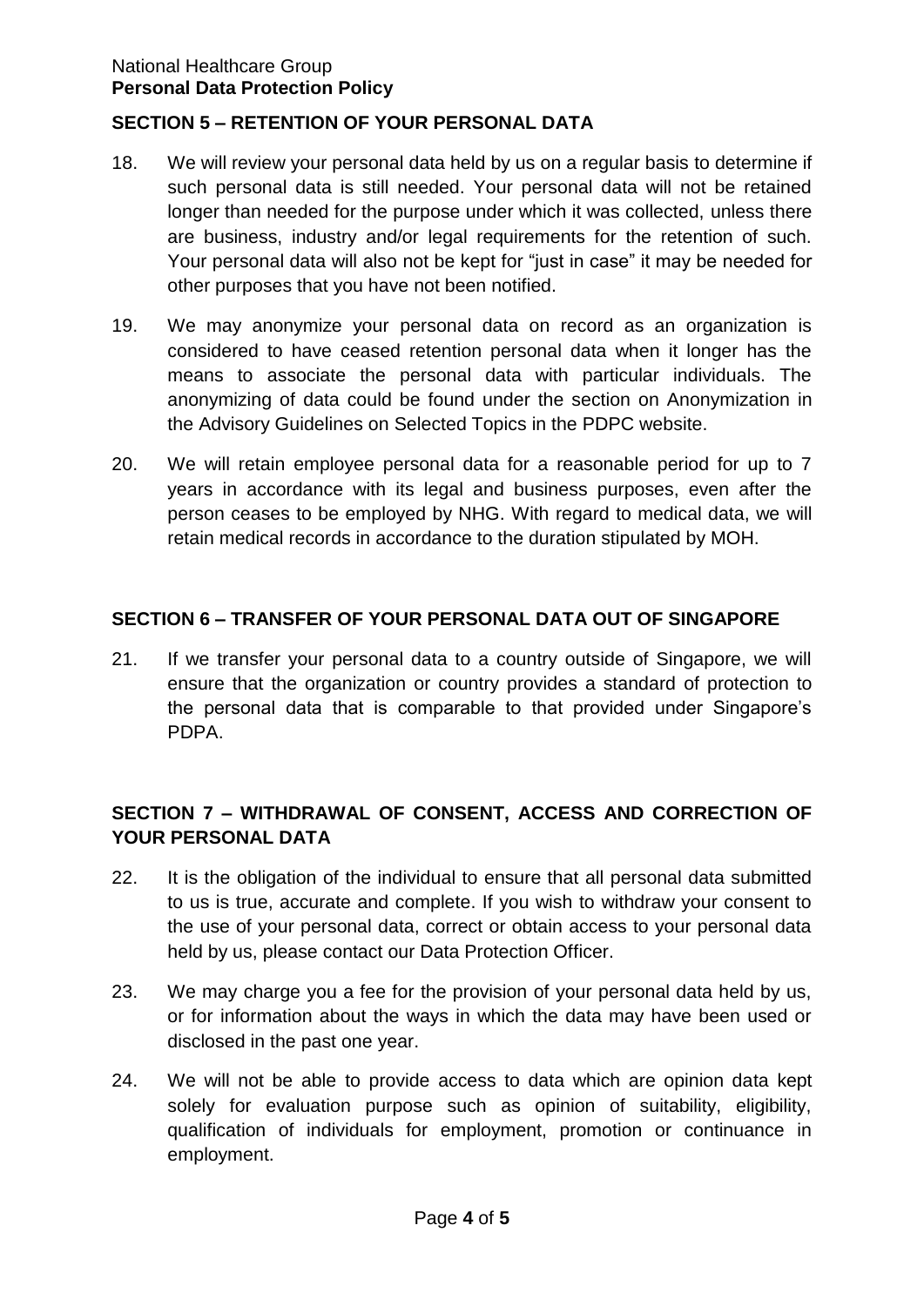## SECTION 5 – RETENTION OF YOUR PERSONAL DATA

18. We will review your personal data held by us on a regular basis to determine if such personal data is still needed. Your personal data will not be retained longer than needed for the purpose under which it was collected, unless there are business, industry and/or legal requirements for the retention of such. Your personal data will also not be kept for "just in case" it may be needed for other purposes that you have not been notified.

19. We may anonymize your personal data on record as an organization is considered to have ceased retention personal data when it longer has the means to associate the personal data with particular individuals. The anonymizing of data could be found under the section on Anonymization in the Advisory Guidelines on Selected Topics in the PDPC website.

20. We will retain employee personal data for a reasonable period for up to 7 years in accordance with its legal and business purposes, even after the person ceases to be employed by NHG. With regard to medical data, we will retain medical records in accordance to the duration stipulated by MOH.

## SECTION 6 – TRANSFER OF YOUR PERSONAL DATA OUT OF SINGAPORE

21. If we transfer your personal data to a country outside of Singapore, we will ensure that the organization or country provides a standard of protection to the personal data that is comparable to that provided under Singapore's PDPA.

## SECTION 7 – WITHDRAWAL OF CONSENT, ACCESS AND CORRECTION OF YOUR PERSONAL DATA

22. It is the obligation of the individual to ensure that all personal data submitted to us is true, accurate and complete. If you wish to withdraw your consent to the use of your personal data, correct or obtain access to your personal data held by us, please contact our Data Protection Officer.

23. We may charge you a fee for the provision of your personal data held by us, or for information about the ways in which the data may have been used or disclosed in the past one year.

24. We will not be able to provide access to data which are opinion data kept solely for evaluation purpose such as opinion of suitability, eligibility, qualification of individuals for employment, promotion or continuance in employment.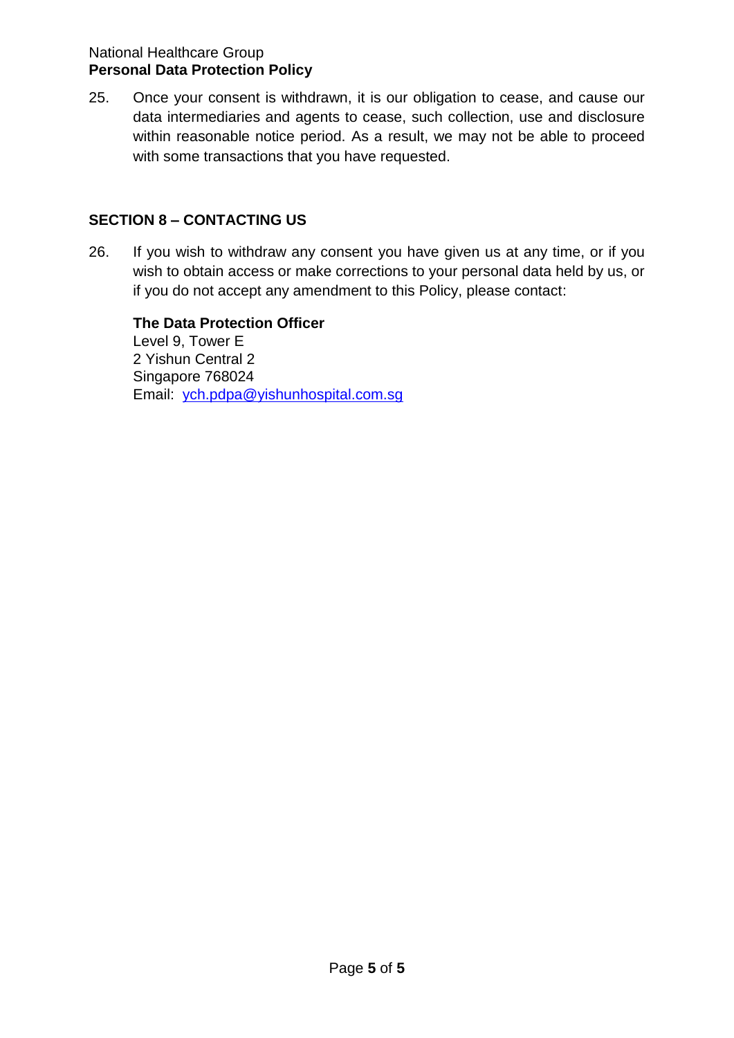25. Once your consent is withdrawn, it is our obligation to cease, and cause our data intermediaries and agents to cease, such collection, use and disclosure within reasonable notice period. As a result, we may not be able to proceed with some transactions that you have requested.

## SECTION 8 – CONTACTING US

26. If you wish to withdraw any consent you have given us at any time, or if you wish to obtain access or make corrections to your personal data held by us, or if you do not accept any amendment to this Policy, please contact:

    **The Data Protection Officer**
    Level 9, Tower E
    2 Yishun Central 2
    Singapore 768024
    Email: ych.pdpa@yishunhospital.com.sg